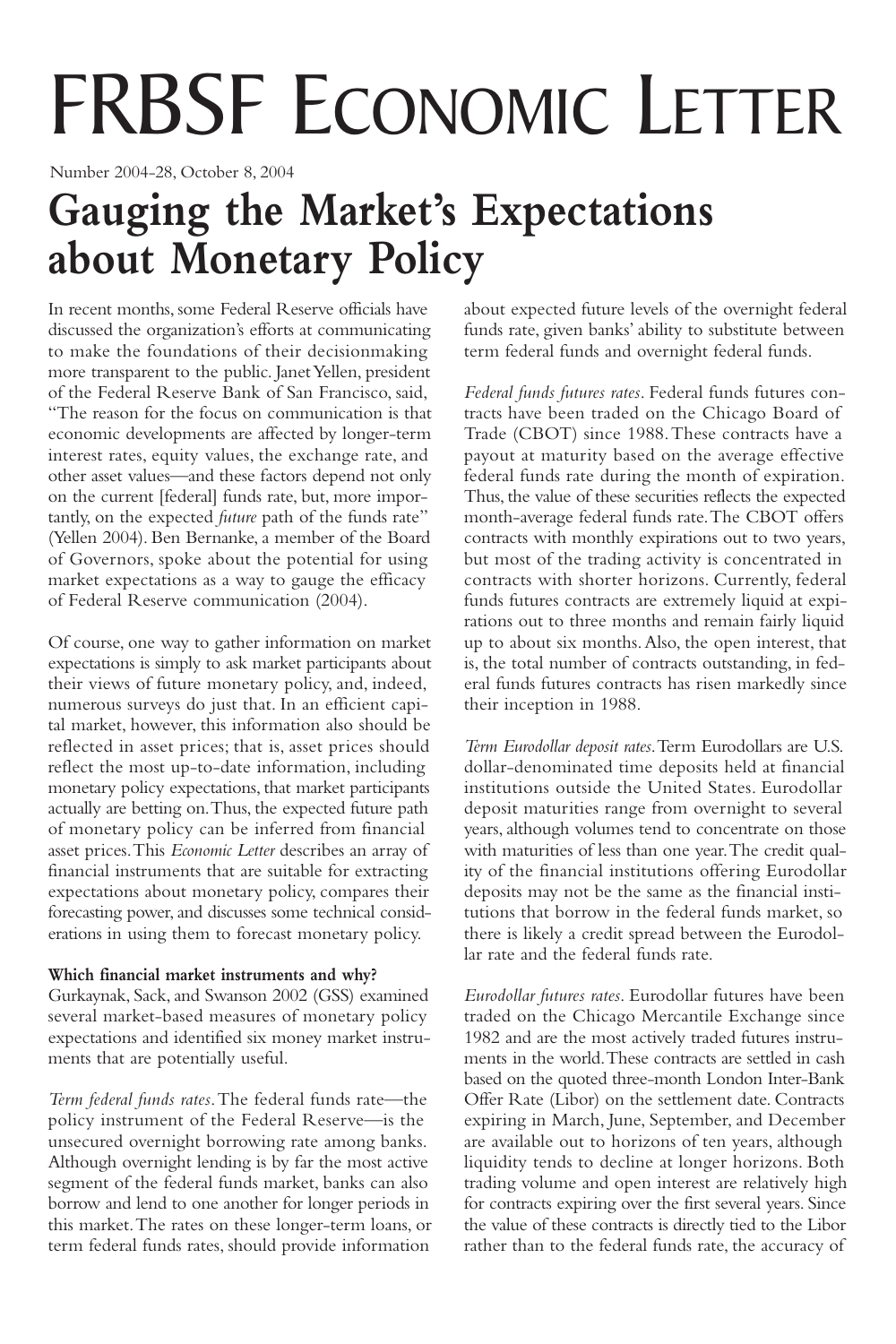# FRBSF Economic Letter

Number 2004-28, October 8, 2004

# Gauging the Market's Expectations about Monetary Policy

In recent months, some Federal Reserve officials have discussed the organization's efforts at communicating to make the foundations of their decisionmaking more transparent to the public. Janet Yellen, president of the Federal Reserve Bank of San Francisco, said, "The reason for the focus on communication is that economic developments are affected by longer-term interest rates, equity values, the exchange rate, and other asset values—and these factors depend not only on the current [federal] funds rate, but, more importantly, on the expected *future* path of the funds rate" (Yellen 2004). Ben Bernanke, a member of the Board of Governors, spoke about the potential for using market expectations as a way to gauge the efficacy of Federal Reserve communication (2004).

Of course, one way to gather information on market expectations is simply to ask market participants about their views of future monetary policy, and, indeed, numerous surveys do just that. In an efficient capital market, however, this information also should be reflected in asset prices; that is, asset prices should reflect the most up-to-date information, including monetary policy expectations, that market participants actually are betting on. Thus, the expected future path of monetary policy can be inferred from financial asset prices. This *Economic Letter* describes an array of financial instruments that are suitable for extracting expectations about monetary policy, compares their forecasting power, and discusses some technical considerations in using them to forecast monetary policy.

**Which financial market instruments and why?**

Gurkaynak, Sack, and Swanson 2002 (GSS) examined several market-based measures of monetary policy expectations and identified six money market instruments that are potentially useful.

*Term federal funds rates*. The federal funds rate—the policy instrument of the Federal Reserve—is the unsecured overnight borrowing rate among banks. Although overnight lending is by far the most active segment of the federal funds market, banks can also borrow and lend to one another for longer periods in this market. The rates on these longer-term loans, or term federal funds rates, should provide information about expected future levels of the overnight federal funds rate, given banks' ability to substitute between term federal funds and overnight federal funds.

*Federal funds futures rates*. Federal funds futures contracts have been traded on the Chicago Board of Trade (CBOT) since 1988. These contracts have a payout at maturity based on the average effective federal funds rate during the month of expiration. Thus, the value of these securities reflects the expected month-average federal funds rate. The CBOT offers contracts with monthly expirations out to two years, but most of the trading activity is concentrated in contracts with shorter horizons. Currently, federal funds futures contracts are extremely liquid at expirations out to three months and remain fairly liquid up to about six months. Also, the open interest, that is, the total number of contracts outstanding, in federal funds futures contracts has risen markedly since their inception in 1988.

*Term Eurodollar deposit rates*. Term Eurodollars are U.S. dollar-denominated time deposits held at financial institutions outside the United States. Eurodollar deposit maturities range from overnight to several years, although volumes tend to concentrate on those with maturities of less than one year. The credit quality of the financial institutions offering Eurodollar deposits may not be the same as the financial institutions that borrow in the federal funds market, so there is likely a credit spread between the Eurodollar rate and the federal funds rate.

*Eurodollar futures rates*. Eurodollar futures have been traded on the Chicago Mercantile Exchange since 1982 and are the most actively traded futures instruments in the world. These contracts are settled in cash based on the quoted three-month London Inter-Bank Offer Rate (Libor) on the settlement date. Contracts expiring in March, June, September, and December are available out to horizons of ten years, although liquidity tends to decline at longer horizons. Both trading volume and open interest are relatively high for contracts expiring over the first several years. Since the value of these contracts is directly tied to the Libor rather than to the federal funds rate, the accuracy of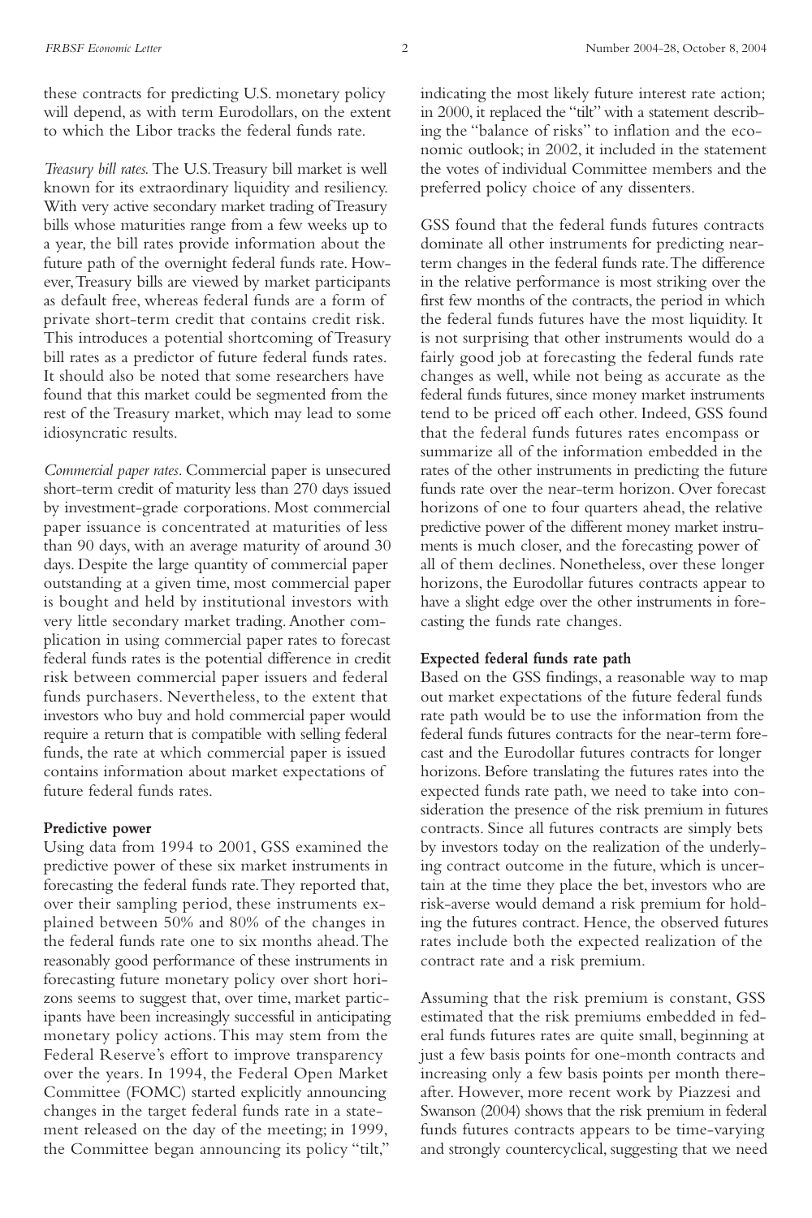these contracts for predicting U.S. monetary policy will depend, as with term Eurodollars, on the extent to which the Libor tracks the federal funds rate.

*Treasury bill rates.* The U.S. Treasury bill market is well known for its extraordinary liquidity and resiliency. With very active secondary market trading of Treasury bills whose maturities range from a few weeks up to a year, the bill rates provide information about the future path of the overnight federal funds rate. However, Treasury bills are viewed by market participants as default free, whereas federal funds are a form of private short-term credit that contains credit risk. This introduces a potential shortcoming of Treasury bill rates as a predictor of future federal funds rates. It should also be noted that some researchers have found that this market could be segmented from the rest of the Treasury market, which may lead to some idiosyncratic results.

*Commercial paper rates*. Commercial paper is unsecured short-term credit of maturity less than 270 days issued by investment-grade corporations. Most commercial paper issuance is concentrated at maturities of less than 90 days, with an average maturity of around 30 days. Despite the large quantity of commercial paper outstanding at a given time, most commercial paper is bought and held by institutional investors with very little secondary market trading. Another complication in using commercial paper rates to forecast federal funds rates is the potential difference in credit risk between commercial paper issuers and federal funds purchasers. Nevertheless, to the extent that investors who buy and hold commercial paper would require a return that is compatible with selling federal funds, the rate at which commercial paper is issued contains information about market expectations of future federal funds rates.

**Predictive power**

Using data from 1994 to 2001, GSS examined the predictive power of these six market instruments in forecasting the federal funds rate. They reported that, over their sampling period, these instruments explained between 50% and 80% of the changes in the federal funds rate one to six months ahead. The reasonably good performance of these instruments in forecasting future monetary policy over short horizons seems to suggest that, over time, market participants have been increasingly successful in anticipating monetary policy actions. This may stem from the Federal Reserve's effort to improve transparency over the years. In 1994, the Federal Open Market Committee (FOMC) started explicitly announcing changes in the target federal funds rate in a statement released on the day of the meeting; in 1999, the Committee began announcing its policy "tilt," indicating the most likely future interest rate action; in 2000, it replaced the "tilt" with a statement describing the "balance of risks" to inflation and the economic outlook; in 2002, it included in the statement the votes of individual Committee members and the preferred policy choice of any dissenters.

GSS found that the federal funds futures contracts dominate all other instruments for predicting near-term changes in the federal funds rate. The difference in the relative performance is most striking over the first few months of the contracts, the period in which the federal funds futures have the most liquidity. It is not surprising that other instruments would do a fairly good job at forecasting the federal funds rate changes as well, while not being as accurate as the federal funds futures, since money market instruments tend to be priced off each other. Indeed, GSS found that the federal funds futures rates encompass or summarize all of the information embedded in the rates of the other instruments in predicting the future funds rate over the near-term horizon. Over forecast horizons of one to four quarters ahead, the relative predictive power of the different money market instruments is much closer, and the forecasting power of all of them declines. Nonetheless, over these longer horizons, the Eurodollar futures contracts appear to have a slight edge over the other instruments in forecasting the funds rate changes.

**Expected federal funds rate path**

Based on the GSS findings, a reasonable way to map out market expectations of the future federal funds rate path would be to use the information from the federal funds futures contracts for the near-term forecast and the Eurodollar futures contracts for longer horizons. Before translating the futures rates into the expected funds rate path, we need to take into consideration the presence of the risk premium in futures contracts. Since all futures contracts are simply bets by investors today on the realization of the underlying contract outcome in the future, which is uncertain at the time they place the bet, investors who are risk-averse would demand a risk premium for holding the futures contract. Hence, the observed futures rates include both the expected realization of the contract rate and a risk premium.

Assuming that the risk premium is constant, GSS estimated that the risk premiums embedded in federal funds futures rates are quite small, beginning at just a few basis points for one-month contracts and increasing only a few basis points per month thereafter. However, more recent work by Piazzesi and Swanson (2004) shows that the risk premium in federal funds futures contracts appears to be time-varying and strongly countercyclical, suggesting that we need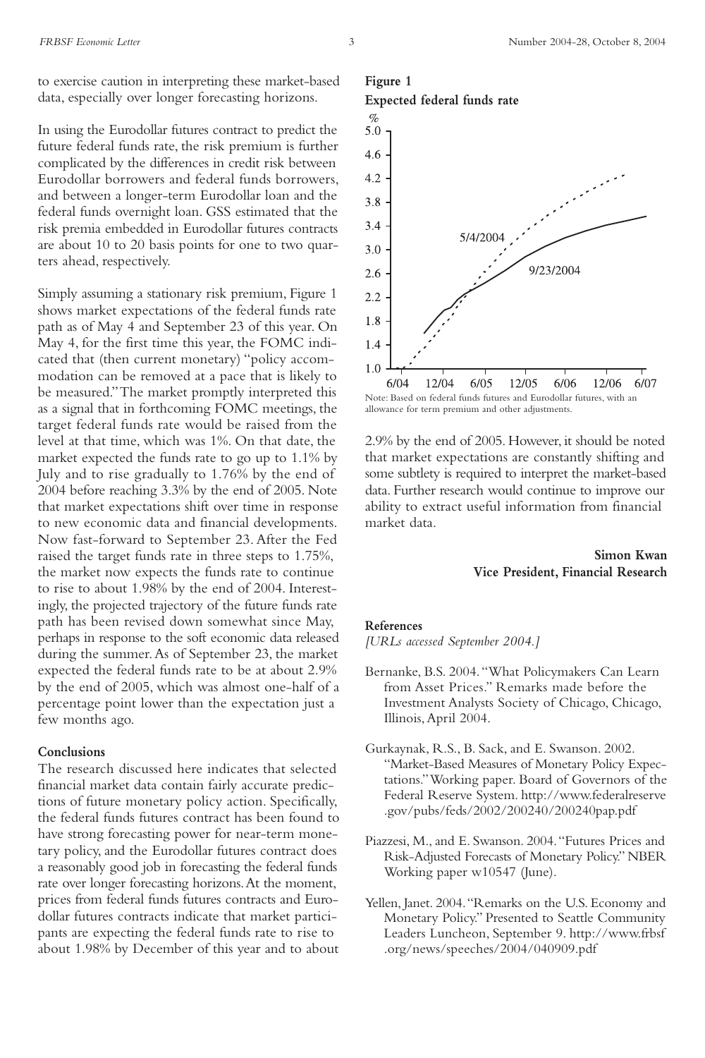to exercise caution in interpreting these market-based data, especially over longer forecasting horizons.

In using the Eurodollar futures contract to predict the future federal funds rate, the risk premium is further complicated by the differences in credit risk between Eurodollar borrowers and federal funds borrowers, and between a longer-term Eurodollar loan and the federal funds overnight loan. GSS estimated that the risk premia embedded in Eurodollar futures contracts are about 10 to 20 basis points for one to two quarters ahead, respectively.

Simply assuming a stationary risk premium, Figure 1 shows market expectations of the federal funds rate path as of May 4 and September 23 of this year. On May 4, for the first time this year, the FOMC indicated that (then current monetary) "policy accommodation can be removed at a pace that is likely to be measured." The market promptly interpreted this as a signal that in forthcoming FOMC meetings, the target federal funds rate would be raised from the level at that time, which was 1%. On that date, the market expected the funds rate to go up to 1.1% by July and to rise gradually to 1.76% by the end of 2004 before reaching 3.3% by the end of 2005. Note that market expectations shift over time in response to new economic data and financial developments. Now fast-forward to September 23. After the Fed raised the target funds rate in three steps to 1.75%, the market now expects the funds rate to continue to rise to about 1.98% by the end of 2004. Interestingly, the projected trajectory of the future funds rate path has been revised down somewhat since May, perhaps in response to the soft economic data released during the summer. As of September 23, the market expected the federal funds rate to be at about 2.9% by the end of 2005, which was almost one-half of a percentage point lower than the expectation just a few months ago.

**Figure 1**
**Expected federal funds rate**

Note: Based on federal funds futures and Eurodollar futures, with an allowance for term premium and other adjustments.

## Conclusions

The research discussed here indicates that selected financial market data contain fairly accurate predictions of future monetary policy action. Specifically, the federal funds futures contract has been found to have strong forecasting power for near-term monetary policy, and the Eurodollar futures contract does a reasonably good job in forecasting the federal funds rate over longer forecasting horizons. At the moment, prices from federal funds futures contracts and Eurodollar futures contracts indicate that market participants are expecting the federal funds rate to rise to about 1.98% by December of this year and to about 2.9% by the end of 2005. However, it should be noted that market expectations are constantly shifting and some subtlety is required to interpret the market-based data. Further research would continue to improve our ability to extract useful information from financial market data.

**Simon Kwan**
**Vice President, Financial Research**

## References

*[URLs accessed September 2004.]*

Bernanke, B.S. 2004. "What Policymakers Can Learn from Asset Prices." Remarks made before the Investment Analysts Society of Chicago, Chicago, Illinois, April 2004.

Gurkaynak, R.S., B. Sack, and E. Swanson. 2002. "Market-Based Measures of Monetary Policy Expectations." Working paper. Board of Governors of the Federal Reserve System. http://www.federalreserve.gov/pubs/feds/2002/200240/200240pap.pdf

Piazzesi, M., and E. Swanson. 2004. "Futures Prices and Risk-Adjusted Forecasts of Monetary Policy." NBER Working paper w10547 (June).

Yellen, Janet. 2004. "Remarks on the U.S. Economy and Monetary Policy." Presented to Seattle Community Leaders Luncheon, September 9. http://www.frbsf.org/news/speeches/2004/040909.pdf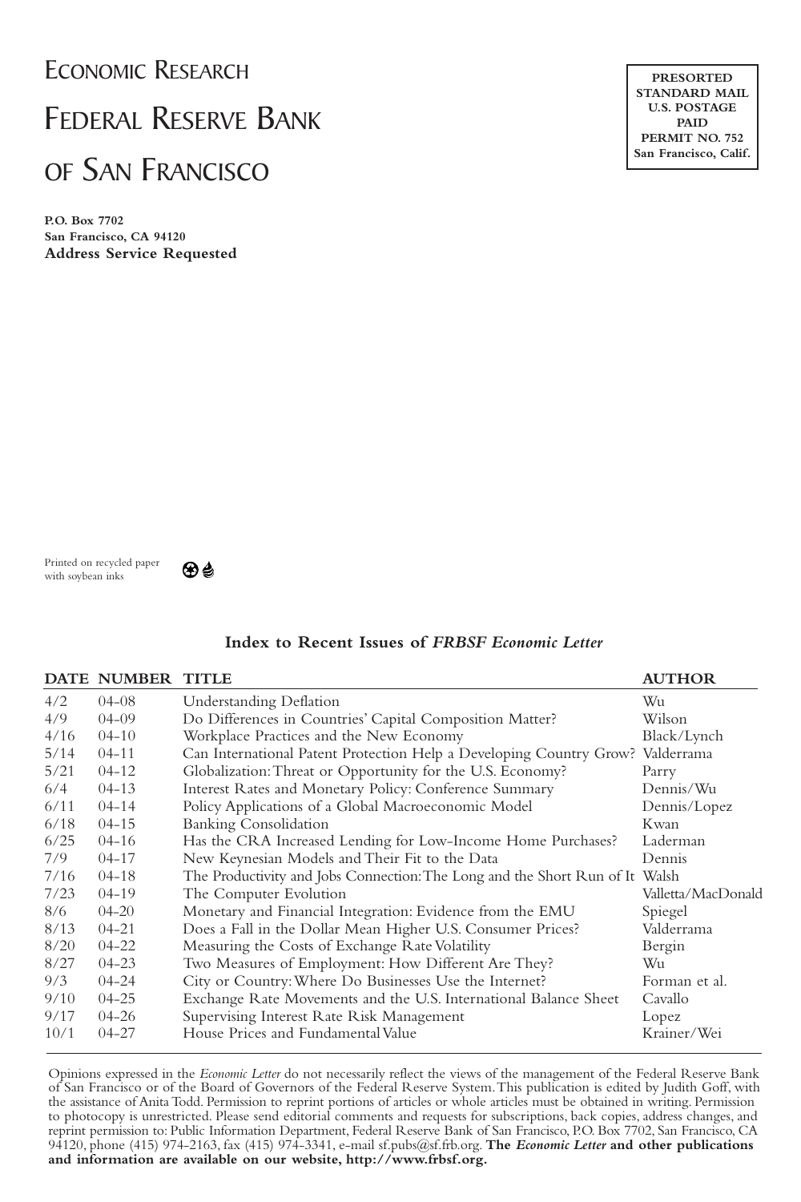# ECONOMIC RESEARCH
# FEDERAL RESERVE BANK OF SAN FRANCISCO

**P.O. Box 7702**
**San Francisco, CA 94120**
**Address Service Requested**

**PRESORTED STANDARD MAIL U.S. POSTAGE PAID PERMIT NO. 752 San Francisco, Calif.**

Printed on recycled paper with soybean inks

### Index to Recent Issues of *FRBSF Economic Letter*

| DATE | NUMBER | TITLE | AUTHOR |
|---|---|---|---|
| 4/2 | 04-08 | Understanding Deflation | Wu |
| 4/9 | 04-09 | Do Differences in Countries' Capital Composition Matter? | Wilson |
| 4/16 | 04-10 | Workplace Practices and the New Economy | Black/Lynch |
| 5/14 | 04-11 | Can International Patent Protection Help a Developing Country Grow? | Valderrama |
| 5/21 | 04-12 | Globalization: Threat or Opportunity for the U.S. Economy? | Parry |
| 6/4 | 04-13 | Interest Rates and Monetary Policy: Conference Summary | Dennis/Wu |
| 6/11 | 04-14 | Policy Applications of a Global Macroeconomic Model | Dennis/Lopez |
| 6/18 | 04-15 | Banking Consolidation | Kwan |
| 6/25 | 04-16 | Has the CRA Increased Lending for Low-Income Home Purchases? | Laderman |
| 7/9 | 04-17 | New Keynesian Models and Their Fit to the Data | Dennis |
| 7/16 | 04-18 | The Productivity and Jobs Connection: The Long and the Short Run of It | Walsh |
| 7/23 | 04-19 | The Computer Evolution | Valletta/MacDonald |
| 8/6 | 04-20 | Monetary and Financial Integration: Evidence from the EMU | Spiegel |
| 8/13 | 04-21 | Does a Fall in the Dollar Mean Higher U.S. Consumer Prices? | Valderrama |
| 8/20 | 04-22 | Measuring the Costs of Exchange Rate Volatility | Bergin |
| 8/27 | 04-23 | Two Measures of Employment: How Different Are They? | Wu |
| 9/3 | 04-24 | City or Country: Where Do Businesses Use the Internet? | Forman et al. |
| 9/10 | 04-25 | Exchange Rate Movements and the U.S. International Balance Sheet | Cavallo |
| 9/17 | 04-26 | Supervising Interest Rate Risk Management | Lopez |
| 10/1 | 04-27 | House Prices and Fundamental Value | Krainer/Wei |

Opinions expressed in the *Economic Letter* do not necessarily reflect the views of the management of the Federal Reserve Bank of San Francisco or of the Board of Governors of the Federal Reserve System. This publication is edited by Judith Goff, with the assistance of Anita Todd. Permission to reprint portions of articles or whole articles must be obtained in writing. Permission to photocopy is unrestricted. Please send editorial comments and requests for subscriptions, back copies, address changes, and reprint permission to: Public Information Department, Federal Reserve Bank of San Francisco, P.O. Box 7702, San Francisco, CA 94120, phone (415) 974-2163, fax (415) 974-3341, e-mail sf.pubs@sf.frb.org. **The *Economic Letter* and other publications and information are available on our website, http://www.frbsf.org.**